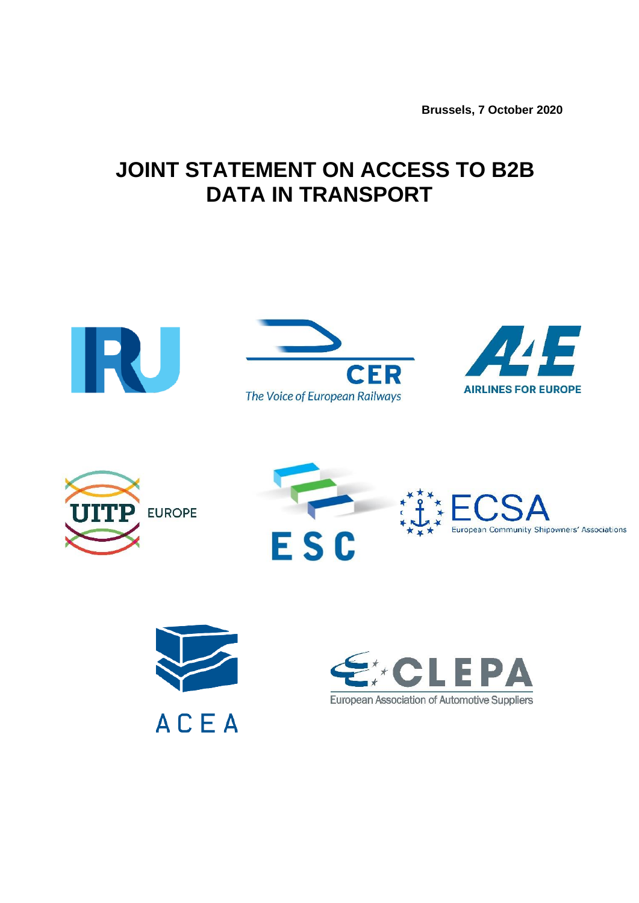**Brussels, 7 October 2020**

# JOINT STATEMENT ON ACCESS TO B2B DATA IN TRANSPORT

IRU

CER
The Voice of European Railways

A4E
AIRLINES FOR EUROPE

UITP EUROPE

ESC

ECSA
European Community Shipowners' Associations

ACEA

CLEPA
European Association of Automotive Suppliers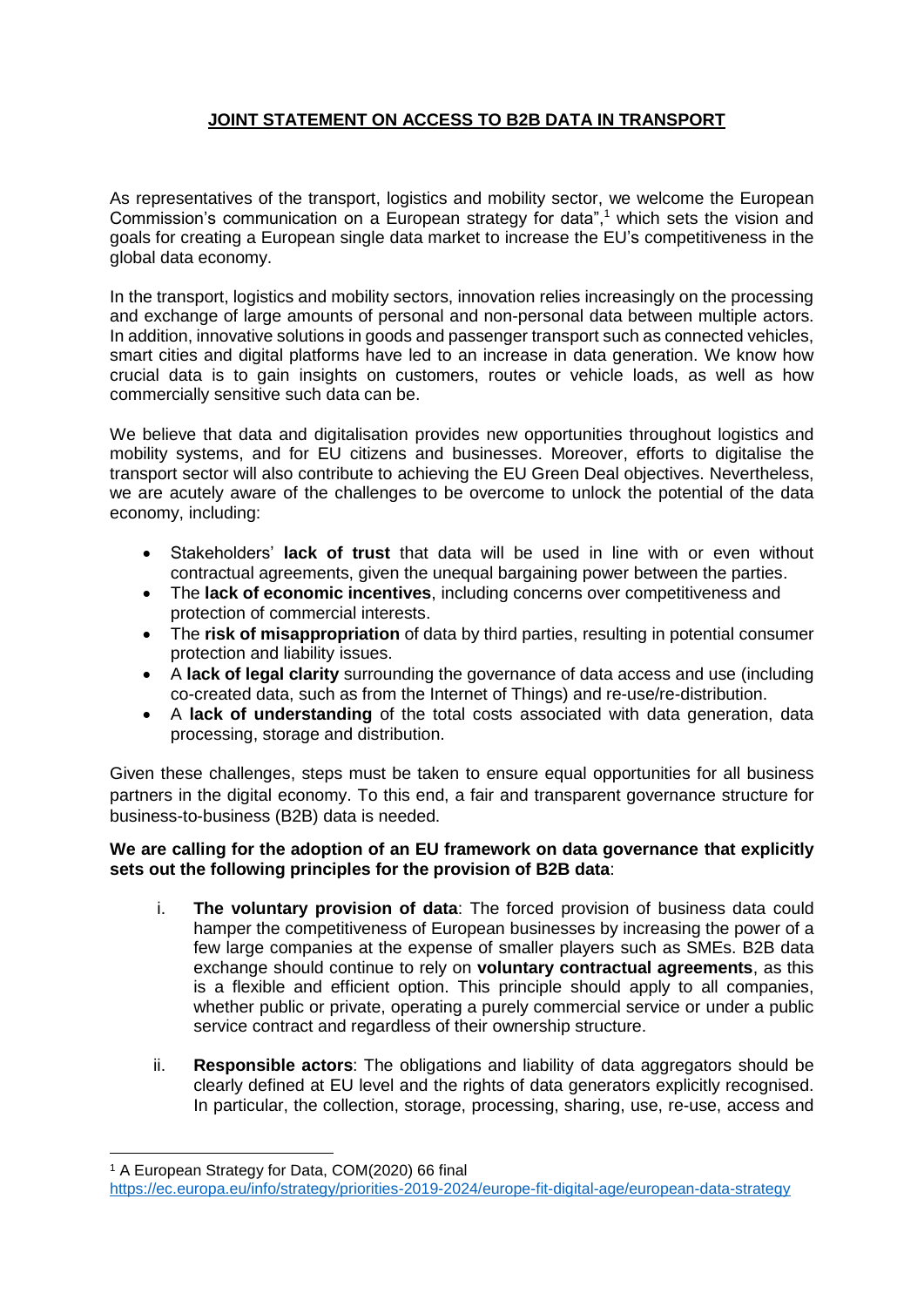# JOINT STATEMENT ON ACCESS TO B2B DATA IN TRANSPORT

As representatives of the transport, logistics and mobility sector, we welcome the European Commission's communication on a European strategy for data",[1] which sets the vision and goals for creating a European single data market to increase the EU's competitiveness in the global data economy.

In the transport, logistics and mobility sectors, innovation relies increasingly on the processing and exchange of large amounts of personal and non-personal data between multiple actors. In addition, innovative solutions in goods and passenger transport such as connected vehicles, smart cities and digital platforms have led to an increase in data generation. We know how crucial data is to gain insights on customers, routes or vehicle loads, as well as how commercially sensitive such data can be.

We believe that data and digitalisation provides new opportunities throughout logistics and mobility systems, and for EU citizens and businesses. Moreover, efforts to digitalise the transport sector will also contribute to achieving the EU Green Deal objectives. Nevertheless, we are acutely aware of the challenges to be overcome to unlock the potential of the data economy, including:

- Stakeholders' **lack of trust** that data will be used in line with or even without contractual agreements, given the unequal bargaining power between the parties.
- The **lack of economic incentives**, including concerns over competitiveness and protection of commercial interests.
- The **risk of misappropriation** of data by third parties, resulting in potential consumer protection and liability issues.
- A **lack of legal clarity** surrounding the governance of data access and use (including co-created data, such as from the Internet of Things) and re-use/re-distribution.
- A **lack of understanding** of the total costs associated with data generation, data processing, storage and distribution.

Given these challenges, steps must be taken to ensure equal opportunities for all business partners in the digital economy. To this end, a fair and transparent governance structure for business-to-business (B2B) data is needed.

**We are calling for the adoption of an EU framework on data governance that explicitly sets out the following principles for the provision of B2B data**:

i. **The voluntary provision of data**: The forced provision of business data could hamper the competitiveness of European businesses by increasing the power of a few large companies at the expense of smaller players such as SMEs. B2B data exchange should continue to rely on **voluntary contractual agreements**, as this is a flexible and efficient option. This principle should apply to all companies, whether public or private, operating a purely commercial service or under a public service contract and regardless of their ownership structure.

ii. **Responsible actors**: The obligations and liability of data aggregators should be clearly defined at EU level and the rights of data generators explicitly recognised. In particular, the collection, storage, processing, sharing, use, re-use, access and

[1] A European Strategy for Data, COM(2020) 66 final
https://ec.europa.eu/info/strategy/priorities-2019-2024/europe-fit-digital-age/european-data-strategy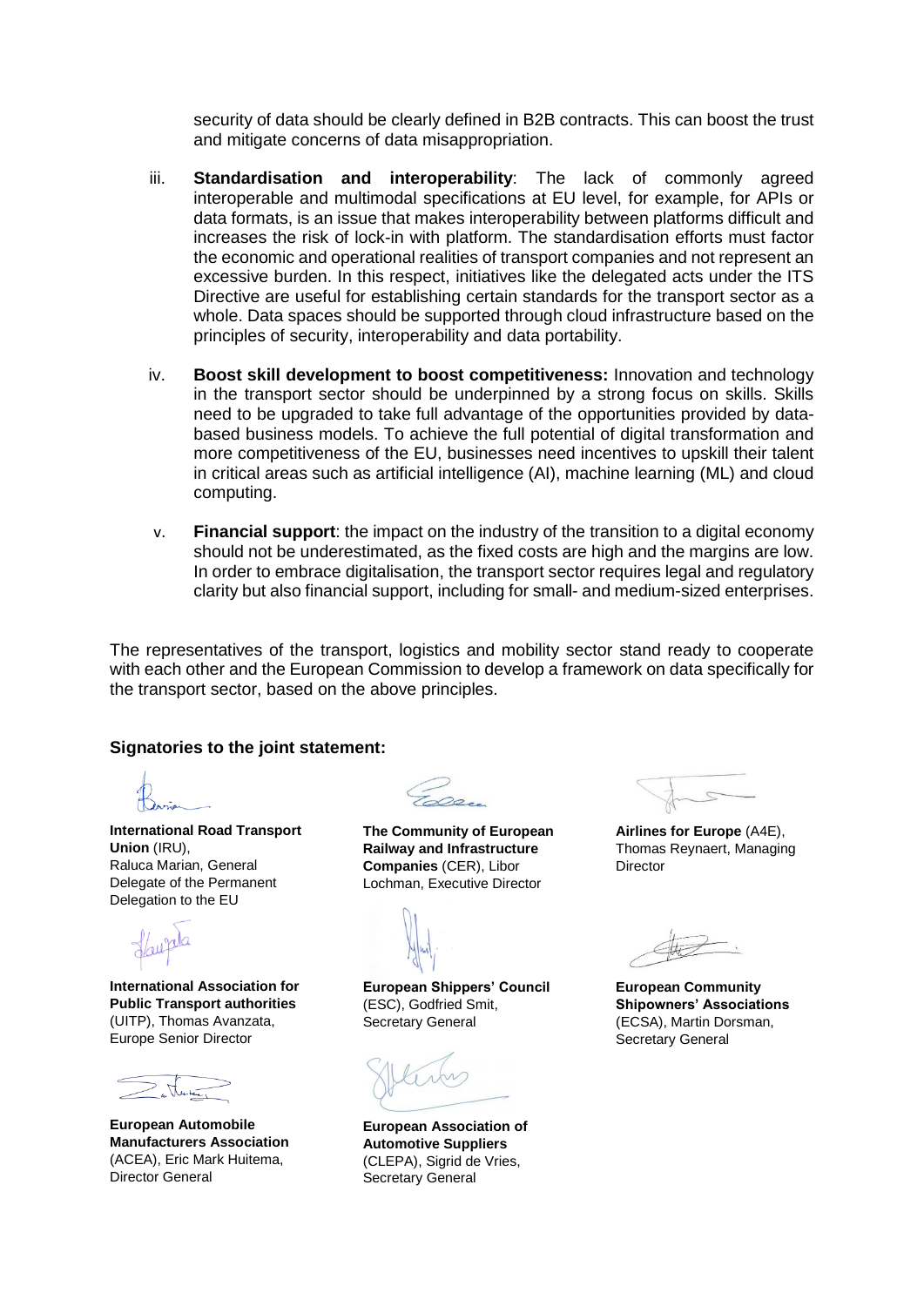security of data should be clearly defined in B2B contracts. This can boost the trust and mitigate concerns of data misappropriation.

iii. **Standardisation and interoperability**: The lack of commonly agreed interoperable and multimodal specifications at EU level, for example, for APIs or data formats, is an issue that makes interoperability between platforms difficult and increases the risk of lock-in with platform. The standardisation efforts must factor the economic and operational realities of transport companies and not represent an excessive burden. In this respect, initiatives like the delegated acts under the ITS Directive are useful for establishing certain standards for the transport sector as a whole. Data spaces should be supported through cloud infrastructure based on the principles of security, interoperability and data portability.

iv. **Boost skill development to boost competitiveness:** Innovation and technology in the transport sector should be underpinned by a strong focus on skills. Skills need to be upgraded to take full advantage of the opportunities provided by data-based business models. To achieve the full potential of digital transformation and more competitiveness of the EU, businesses need incentives to upskill their talent in critical areas such as artificial intelligence (AI), machine learning (ML) and cloud computing.

v. **Financial support**: the impact on the industry of the transition to a digital economy should not be underestimated, as the fixed costs are high and the margins are low. In order to embrace digitalisation, the transport sector requires legal and regulatory clarity but also financial support, including for small- and medium-sized enterprises.

The representatives of the transport, logistics and mobility sector stand ready to cooperate with each other and the European Commission to develop a framework on data specifically for the transport sector, based on the above principles.

**Signatories to the joint statement:**

**International Road Transport Union** (IRU), Raluca Marian, General Delegate of the Permanent Delegation to the EU

**International Association for Public Transport authorities** (UITP), Thomas Avanzata, Europe Senior Director

**European Automobile Manufacturers Association** (ACEA), Eric Mark Huitema, Director General

**The Community of European Railway and Infrastructure Companies** (CER), Libor Lochman, Executive Director

**European Shippers' Council** (ESC), Godfried Smit, Secretary General

**European Association of Automotive Suppliers** (CLEPA), Sigrid de Vries, Secretary General

**Airlines for Europe** (A4E), Thomas Reynaert, Managing Director

**European Community Shipowners' Associations** (ECSA), Martin Dorsman, Secretary General